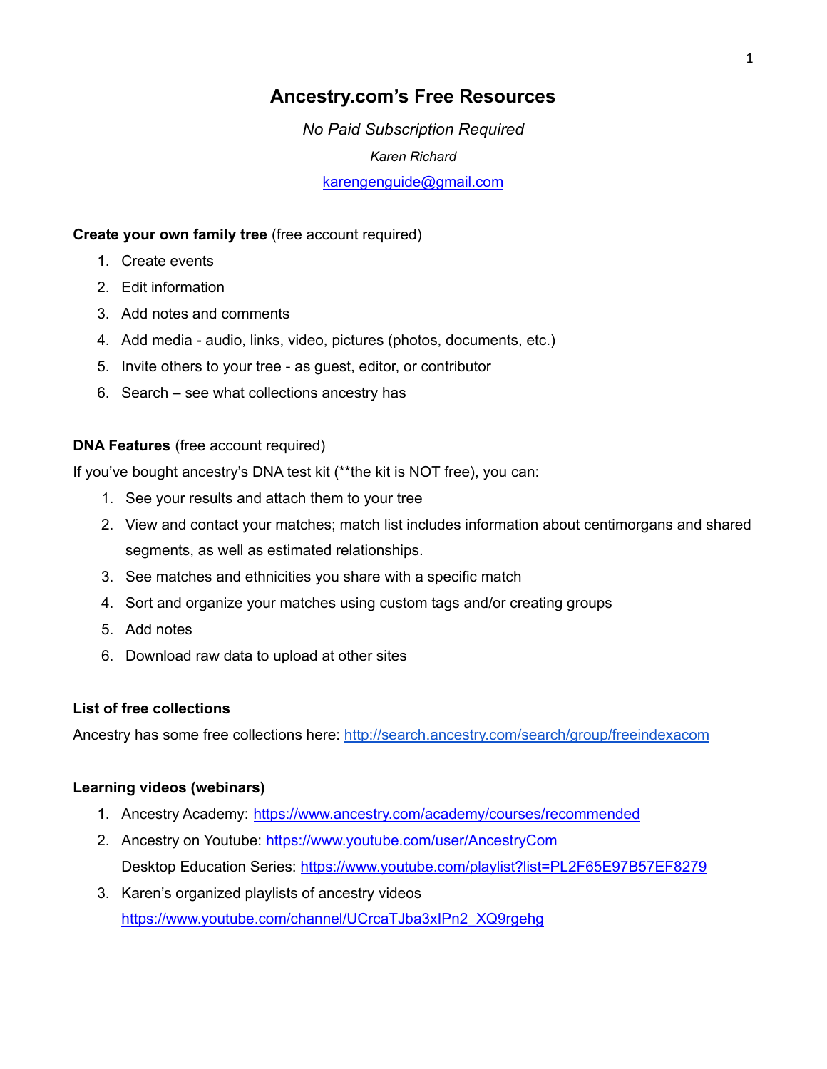# Ancestry.com's Free Resources

*No Paid Subscription Required*

*Karen Richard*

karengenguide@gmail.com

**Create your own family tree** (free account required)

1. Create events
2. Edit information
3. Add notes and comments
4. Add media - audio, links, video, pictures (photos, documents, etc.)
5. Invite others to your tree - as guest, editor, or contributor
6. Search – see what collections ancestry has

**DNA Features** (free account required)

If you've bought ancestry's DNA test kit (**the kit is NOT free), you can:

1. See your results and attach them to your tree
2. View and contact your matches; match list includes information about centimorgans and shared segments, as well as estimated relationships.
3. See matches and ethnicities you share with a specific match
4. Sort and organize your matches using custom tags and/or creating groups
5. Add notes
6. Download raw data to upload at other sites

**List of free collections**

Ancestry has some free collections here: http://search.ancestry.com/search/group/freeindexacom

**Learning videos (webinars)**

1. Ancestry Academy: https://www.ancestry.com/academy/courses/recommended
2. Ancestry on Youtube: https://www.youtube.com/user/AncestryCom
   Desktop Education Series: https://www.youtube.com/playlist?list=PL2F65E97B57EF8279
3. Karen's organized playlists of ancestry videos
   https://www.youtube.com/channel/UCrcaTJba3xIPn2_XQ9rgehg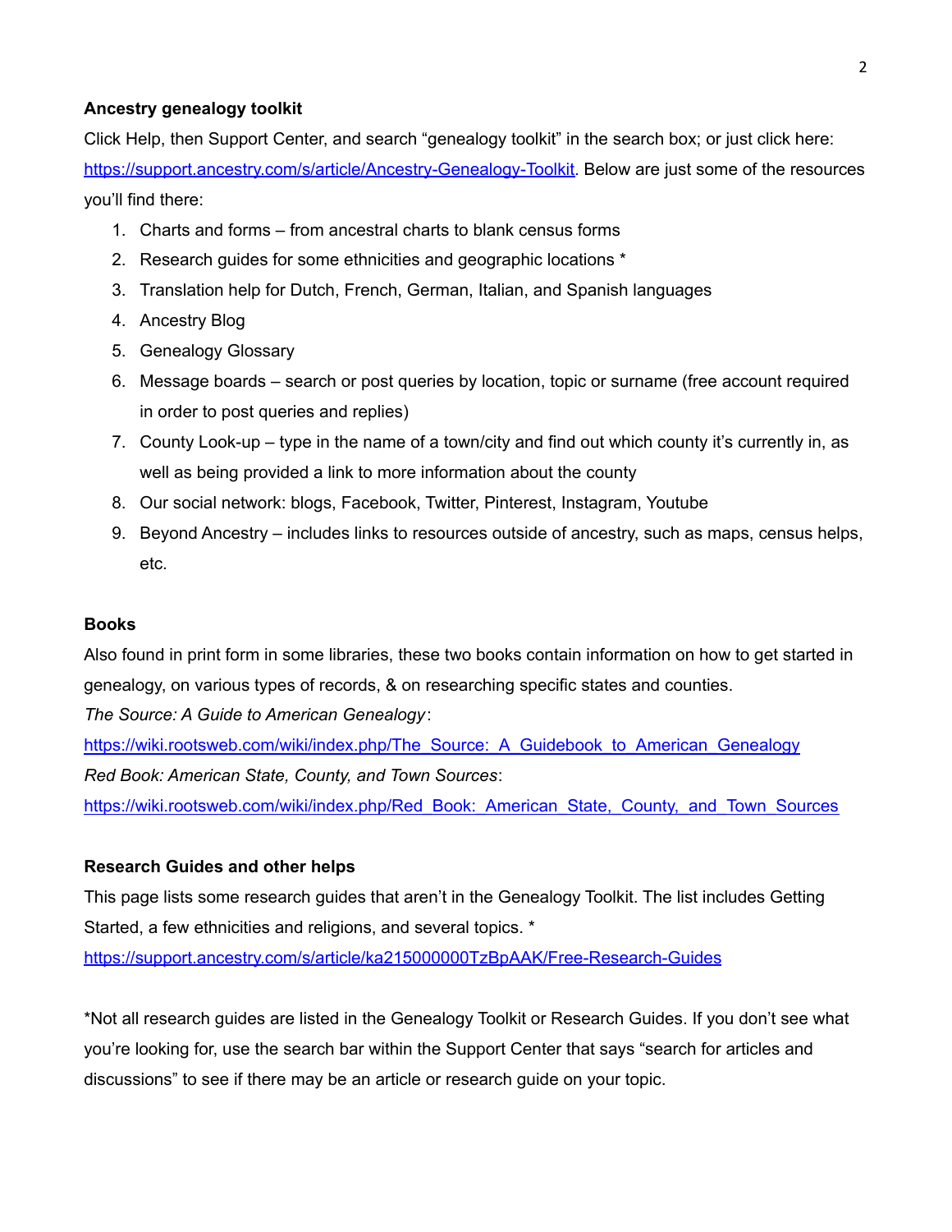**Ancestry genealogy toolkit**

Click Help, then Support Center, and search “genealogy toolkit” in the search box; or just click here: https://support.ancestry.com/s/article/Ancestry-Genealogy-Toolkit. Below are just some of the resources you’ll find there:

1. Charts and forms – from ancestral charts to blank census forms
2. Research guides for some ethnicities and geographic locations *
3. Translation help for Dutch, French, German, Italian, and Spanish languages
4. Ancestry Blog
5. Genealogy Glossary
6. Message boards – search or post queries by location, topic or surname (free account required in order to post queries and replies)
7. County Look-up – type in the name of a town/city and find out which county it’s currently in, as well as being provided a link to more information about the county
8. Our social network: blogs, Facebook, Twitter, Pinterest, Instagram, Youtube
9. Beyond Ancestry – includes links to resources outside of ancestry, such as maps, census helps, etc.

**Books**

Also found in print form in some libraries, these two books contain information on how to get started in genealogy, on various types of records, & on researching specific states and counties.

*The Source: A Guide to American Genealogy*:
https://wiki.rootsweb.com/wiki/index.php/The_Source:_A_Guidebook_to_American_Genealogy

*Red Book: American State, County, and Town Sources*:
https://wiki.rootsweb.com/wiki/index.php/Red_Book:_American_State,_County,_and_Town_Sources

**Research Guides and other helps**

This page lists some research guides that aren’t in the Genealogy Toolkit. The list includes Getting Started, a few ethnicities and religions, and several topics. *
https://support.ancestry.com/s/article/ka215000000TzBpAAK/Free-Research-Guides

*Not all research guides are listed in the Genealogy Toolkit or Research Guides. If you don’t see what you’re looking for, use the search bar within the Support Center that says “search for articles and discussions” to see if there may be an article or research guide on your topic.